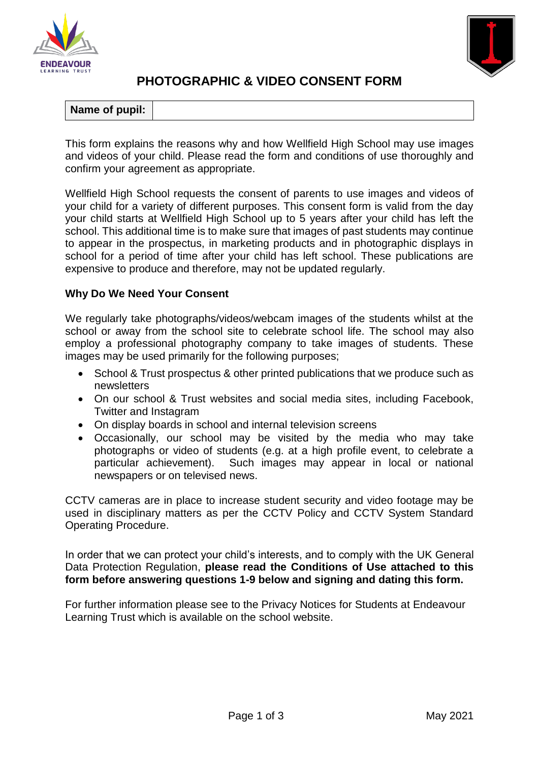# PHOTOGRAPHIC & VIDEO CONSENT FORM

| **Name of pupil:** | |
|---|---|

This form explains the reasons why and how Wellfield High School may use images and videos of your child. Please read the form and conditions of use thoroughly and confirm your agreement as appropriate.

Wellfield High School requests the consent of parents to use images and videos of your child for a variety of different purposes. This consent form is valid from the day your child starts at Wellfield High School up to 5 years after your child has left the school. This additional time is to make sure that images of past students may continue to appear in the prospectus, in marketing products and in photographic displays in school for a period of time after your child has left school. These publications are expensive to produce and therefore, may not be updated regularly.

### Why Do We Need Your Consent

We regularly take photographs/videos/webcam images of the students whilst at the school or away from the school site to celebrate school life. The school may also employ a professional photography company to take images of students. These images may be used primarily for the following purposes;

- School & Trust prospectus & other printed publications that we produce such as newsletters
- On our school & Trust websites and social media sites, including Facebook, Twitter and Instagram
- On display boards in school and internal television screens
- Occasionally, our school may be visited by the media who may take photographs or video of students (e.g. at a high profile event, to celebrate a particular achievement). Such images may appear in local or national newspapers or on televised news.

CCTV cameras are in place to increase student security and video footage may be used in disciplinary matters as per the CCTV Policy and CCTV System Standard Operating Procedure.

In order that we can protect your child's interests, and to comply with the UK General Data Protection Regulation, **please read the Conditions of Use attached to this form before answering questions 1-9 below and signing and dating this form.**

For further information please see to the Privacy Notices for Students at Endeavour Learning Trust which is available on the school website.

May 2021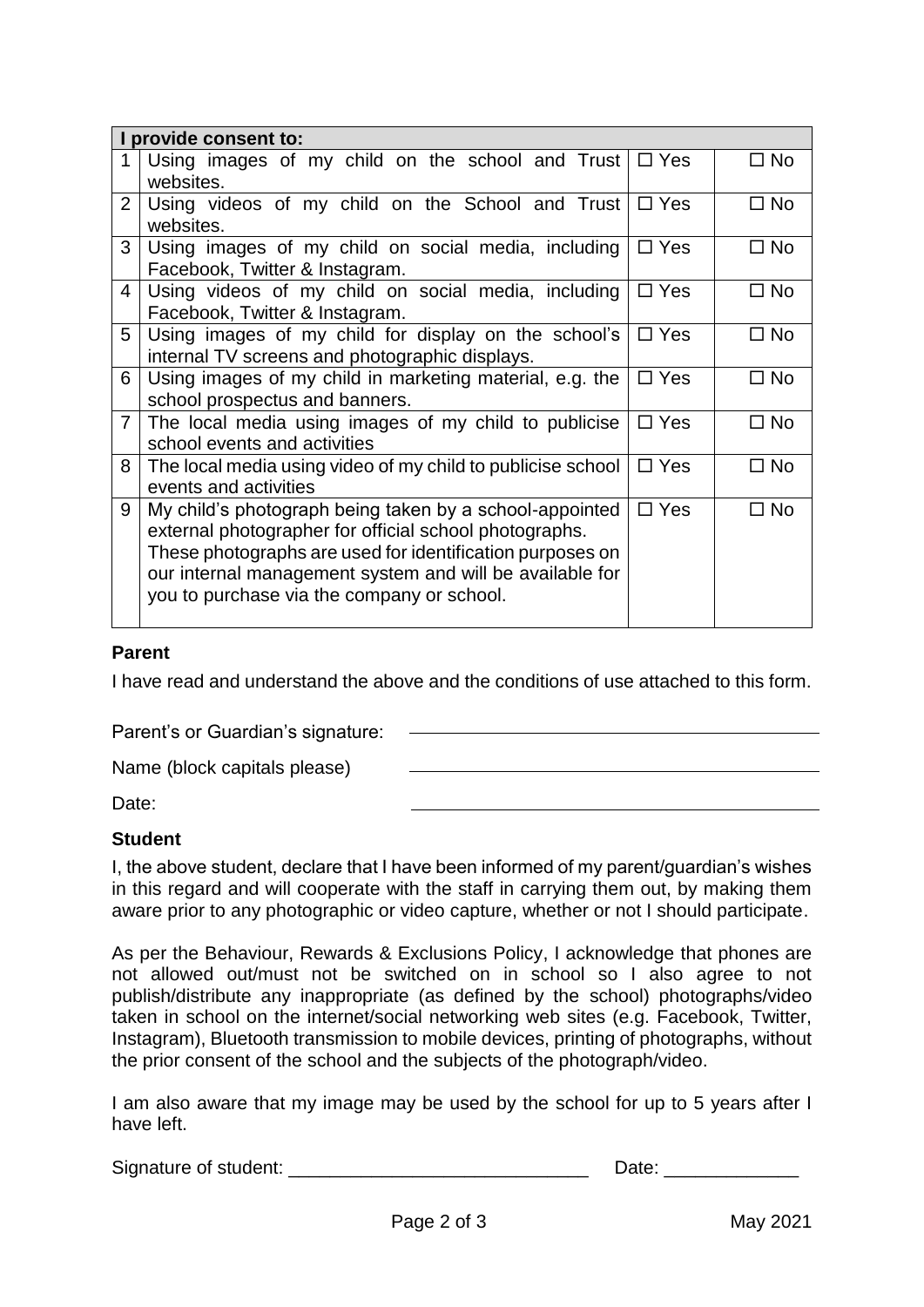| I provide consent to: | | | |
|---|---|---|---|
| 1 | Using images of my child on the school and Trust websites. | ☐ Yes | ☐ No |
| 2 | Using videos of my child on the School and Trust websites. | ☐ Yes | ☐ No |
| 3 | Using images of my child on social media, including Facebook, Twitter & Instagram. | ☐ Yes | ☐ No |
| 4 | Using videos of my child on social media, including Facebook, Twitter & Instagram. | ☐ Yes | ☐ No |
| 5 | Using images of my child for display on the school's internal TV screens and photographic displays. | ☐ Yes | ☐ No |
| 6 | Using images of my child in marketing material, e.g. the school prospectus and banners. | ☐ Yes | ☐ No |
| 7 | The local media using images of my child to publicise school events and activities | ☐ Yes | ☐ No |
| 8 | The local media using video of my child to publicise school events and activities | ☐ Yes | ☐ No |
| 9 | My child's photograph being taken by a school-appointed external photographer for official school photographs. These photographs are used for identification purposes on our internal management system and will be available for you to purchase via the company or school. | ☐ Yes | ☐ No |

**Parent**

I have read and understand the above and the conditions of use attached to this form.

Parent's or Guardian's signature: ______________________________

Name (block capitals please) ______________________________

Date: ______________________________

**Student**

I, the above student, declare that I have been informed of my parent/guardian's wishes in this regard and will cooperate with the staff in carrying them out, by making them aware prior to any photographic or video capture, whether or not I should participate.

As per the Behaviour, Rewards & Exclusions Policy, I acknowledge that phones are not allowed out/must not be switched on in school so I also agree to not publish/distribute any inappropriate (as defined by the school) photographs/video taken in school on the internet/social networking web sites (e.g. Facebook, Twitter, Instagram), Bluetooth transmission to mobile devices, printing of photographs, without the prior consent of the school and the subjects of the photograph/video.

I am also aware that my image may be used by the school for up to 5 years after I have left.

Signature of student: ______________________________ Date: _____________

May 2021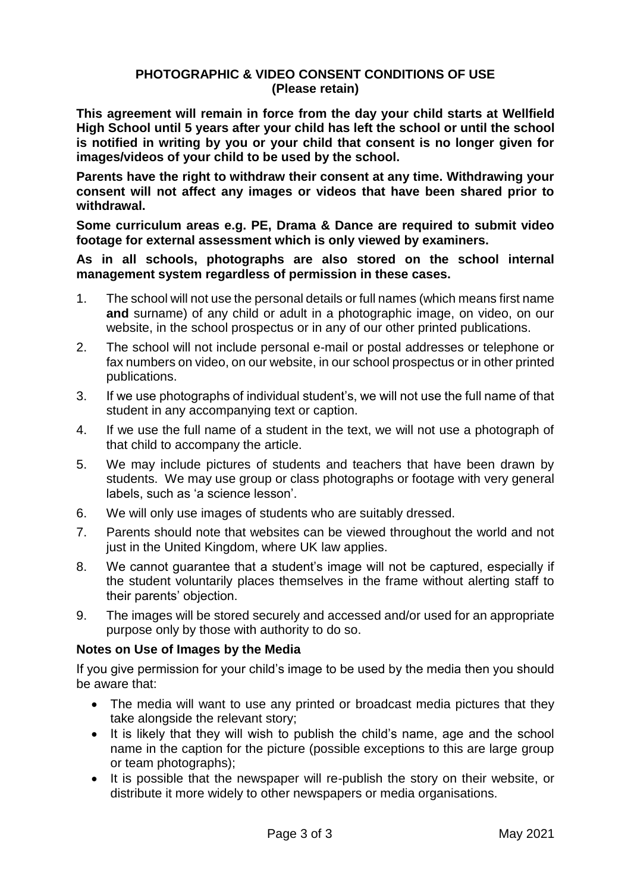**PHOTOGRAPHIC & VIDEO CONSENT CONDITIONS OF USE**
**(Please retain)**

**This agreement will remain in force from the day your child starts at Wellfield High School until 5 years after your child has left the school or until the school is notified in writing by you or your child that consent is no longer given for images/videos of your child to be used by the school.**

**Parents have the right to withdraw their consent at any time. Withdrawing your consent will not affect any images or videos that have been shared prior to withdrawal.**

**Some curriculum areas e.g. PE, Drama & Dance are required to submit video footage for external assessment which is only viewed by examiners.**

**As in all schools, photographs are also stored on the school internal management system regardless of permission in these cases.**

1. The school will not use the personal details or full names (which means first name **and** surname) of any child or adult in a photographic image, on video, on our website, in the school prospectus or in any of our other printed publications.
2. The school will not include personal e-mail or postal addresses or telephone or fax numbers on video, on our website, in our school prospectus or in other printed publications.
3. If we use photographs of individual student's, we will not use the full name of that student in any accompanying text or caption.
4. If we use the full name of a student in the text, we will not use a photograph of that child to accompany the article.
5. We may include pictures of students and teachers that have been drawn by students. We may use group or class photographs or footage with very general labels, such as 'a science lesson'.
6. We will only use images of students who are suitably dressed.
7. Parents should note that websites can be viewed throughout the world and not just in the United Kingdom, where UK law applies.
8. We cannot guarantee that a student's image will not be captured, especially if the student voluntarily places themselves in the frame without alerting staff to their parents' objection.
9. The images will be stored securely and accessed and/or used for an appropriate purpose only by those with authority to do so.

**Notes on Use of Images by the Media**

If you give permission for your child's image to be used by the media then you should be aware that:

- The media will want to use any printed or broadcast media pictures that they take alongside the relevant story;
- It is likely that they will wish to publish the child's name, age and the school name in the caption for the picture (possible exceptions to this are large group or team photographs);
- It is possible that the newspaper will re-publish the story on their website, or distribute it more widely to other newspapers or media organisations.

May 2021